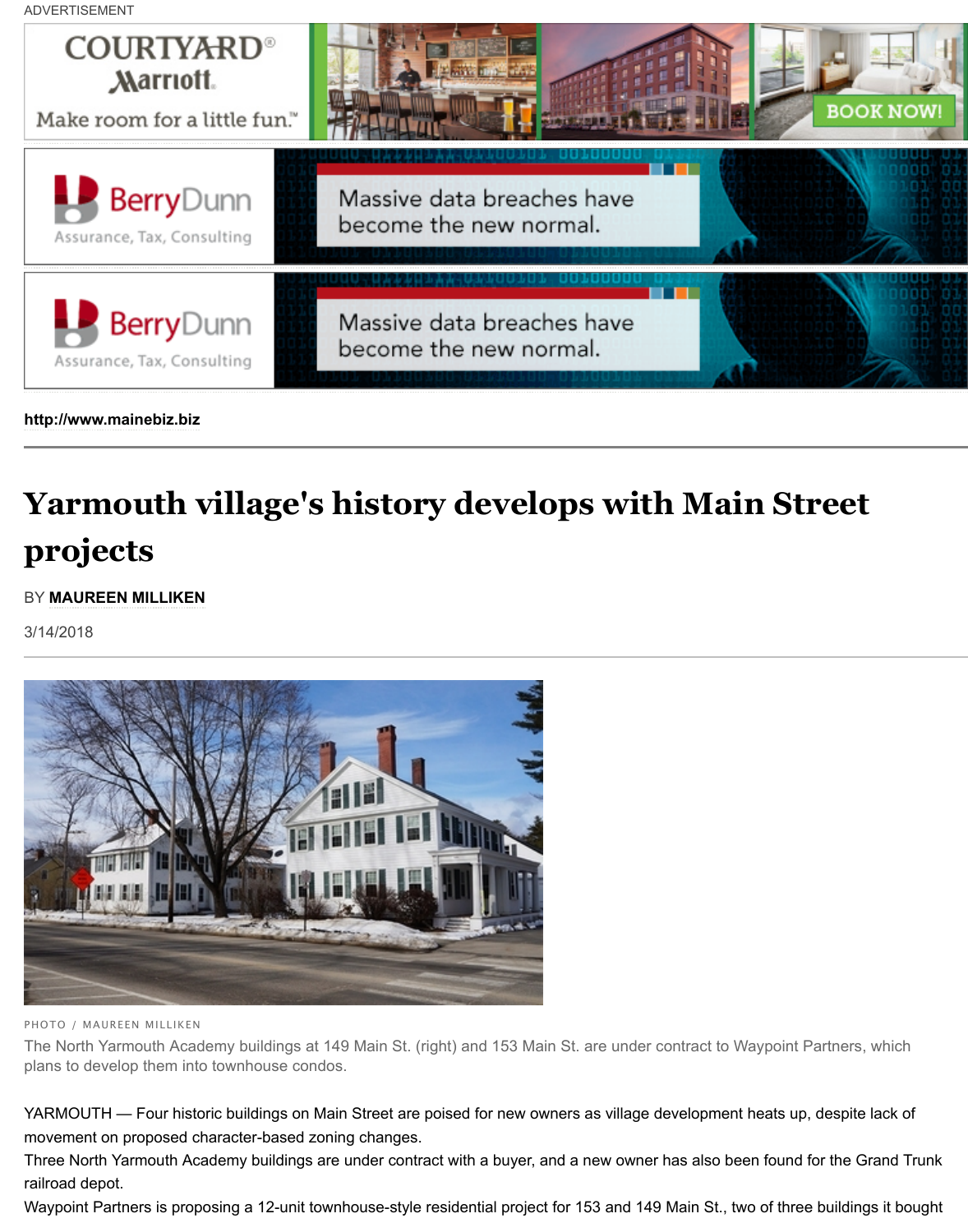ADVERTISEMENT

http://www.mainebiz.biz

# Yarmouth village's history develops with Main Street projects

BY **MAUREEN MILLIKEN**

3/14/2018

PHOTO / MAUREEN MILLIKEN

The North Yarmouth Academy buildings at 149 Main St. (right) and 153 Main St. are under contract to Waypoint Partners, which plans to develop them into townhouse condos.

YARMOUTH — Four historic buildings on Main Street are poised for new owners as village development heats up, despite lack of movement on proposed character-based zoning changes.

Three North Yarmouth Academy buildings are under contract with a buyer, and a new owner has also been found for the Grand Trunk railroad depot.

Waypoint Partners is proposing a 12-unit townhouse-style residential project for 153 and 149 Main St., two of three buildings it bought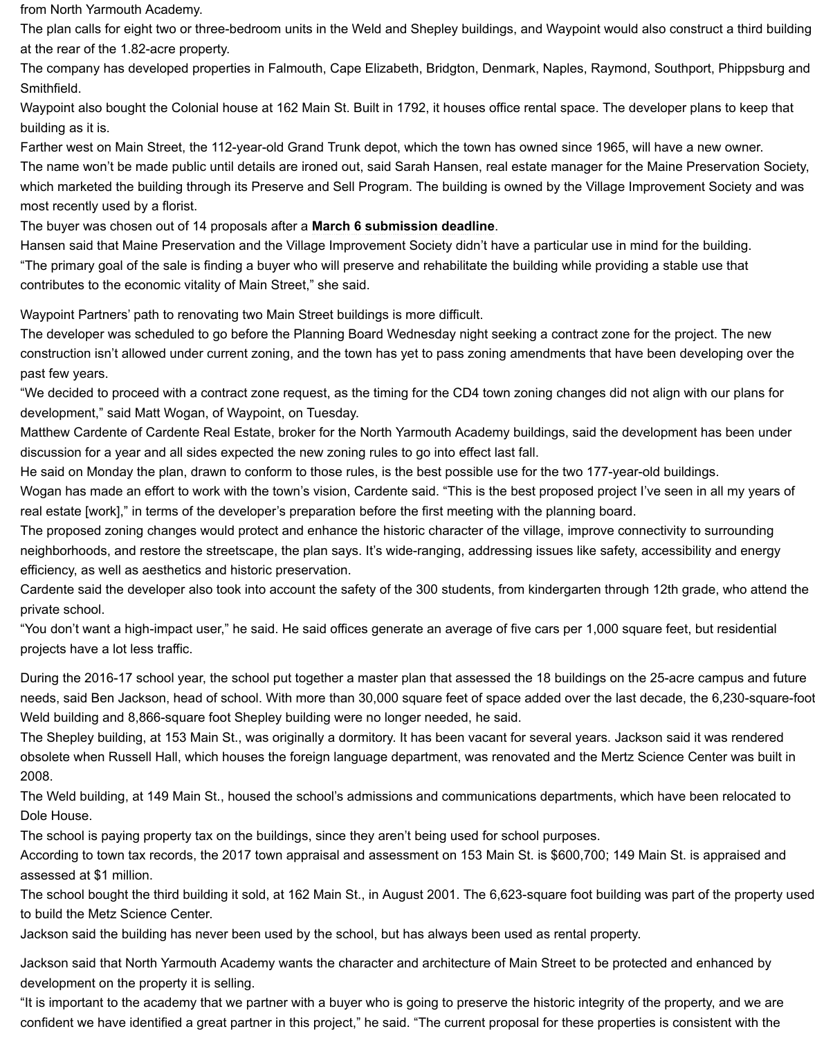from North Yarmouth Academy.

The plan calls for eight two or three-bedroom units in the Weld and Shepley buildings, and Waypoint would also construct a third building at the rear of the 1.82-acre property.

The company has developed properties in Falmouth, Cape Elizabeth, Bridgton, Denmark, Naples, Raymond, Southport, Phippsburg and Smithfield.

Waypoint also bought the Colonial house at 162 Main St. Built in 1792, it houses office rental space. The developer plans to keep that building as it is.

Farther west on Main Street, the 112-year-old Grand Trunk depot, which the town has owned since 1965, will have a new owner.

The name won't be made public until details are ironed out, said Sarah Hansen, real estate manager for the Maine Preservation Society, which marketed the building through its Preserve and Sell Program. The building is owned by the Village Improvement Society and was most recently used by a florist.

The buyer was chosen out of 14 proposals after a **March 6 submission deadline**.

Hansen said that Maine Preservation and the Village Improvement Society didn't have a particular use in mind for the building.

"The primary goal of the sale is finding a buyer who will preserve and rehabilitate the building while providing a stable use that contributes to the economic vitality of Main Street," she said.

Waypoint Partners' path to renovating two Main Street buildings is more difficult.

The developer was scheduled to go before the Planning Board Wednesday night seeking a contract zone for the project. The new construction isn't allowed under current zoning, and the town has yet to pass zoning amendments that have been developing over the past few years.

"We decided to proceed with a contract zone request, as the timing for the CD4 town zoning changes did not align with our plans for development," said Matt Wogan, of Waypoint, on Tuesday.

Matthew Cardente of Cardente Real Estate, broker for the North Yarmouth Academy buildings, said the development has been under discussion for a year and all sides expected the new zoning rules to go into effect last fall.

He said on Monday the plan, drawn to conform to those rules, is the best possible use for the two 177-year-old buildings.

Wogan has made an effort to work with the town's vision, Cardente said. "This is the best proposed project I've seen in all my years of real estate [work]," in terms of the developer's preparation before the first meeting with the planning board.

The proposed zoning changes would protect and enhance the historic character of the village, improve connectivity to surrounding neighborhoods, and restore the streetscape, the plan says. It's wide-ranging, addressing issues like safety, accessibility and energy efficiency, as well as aesthetics and historic preservation.

Cardente said the developer also took into account the safety of the 300 students, from kindergarten through 12th grade, who attend the private school.

"You don't want a high-impact user," he said. He said offices generate an average of five cars per 1,000 square feet, but residential projects have a lot less traffic.

During the 2016-17 school year, the school put together a master plan that assessed the 18 buildings on the 25-acre campus and future needs, said Ben Jackson, head of school. With more than 30,000 square feet of space added over the last decade, the 6,230-square-foot Weld building and 8,866-square foot Shepley building were no longer needed, he said.

The Shepley building, at 153 Main St., was originally a dormitory. It has been vacant for several years. Jackson said it was rendered obsolete when Russell Hall, which houses the foreign language department, was renovated and the Mertz Science Center was built in 2008.

The Weld building, at 149 Main St., housed the school's admissions and communications departments, which have been relocated to Dole House.

The school is paying property tax on the buildings, since they aren't being used for school purposes.

According to town tax records, the 2017 town appraisal and assessment on 153 Main St. is $600,700; 149 Main St. is appraised and assessed at $1 million.

The school bought the third building it sold, at 162 Main St., in August 2001. The 6,623-square foot building was part of the property used to build the Metz Science Center.

Jackson said the building has never been used by the school, but has always been used as rental property.

Jackson said that North Yarmouth Academy wants the character and architecture of Main Street to be protected and enhanced by development on the property it is selling.

"It is important to the academy that we partner with a buyer who is going to preserve the historic integrity of the property, and we are confident we have identified a great partner in this project," he said. "The current proposal for these properties is consistent with the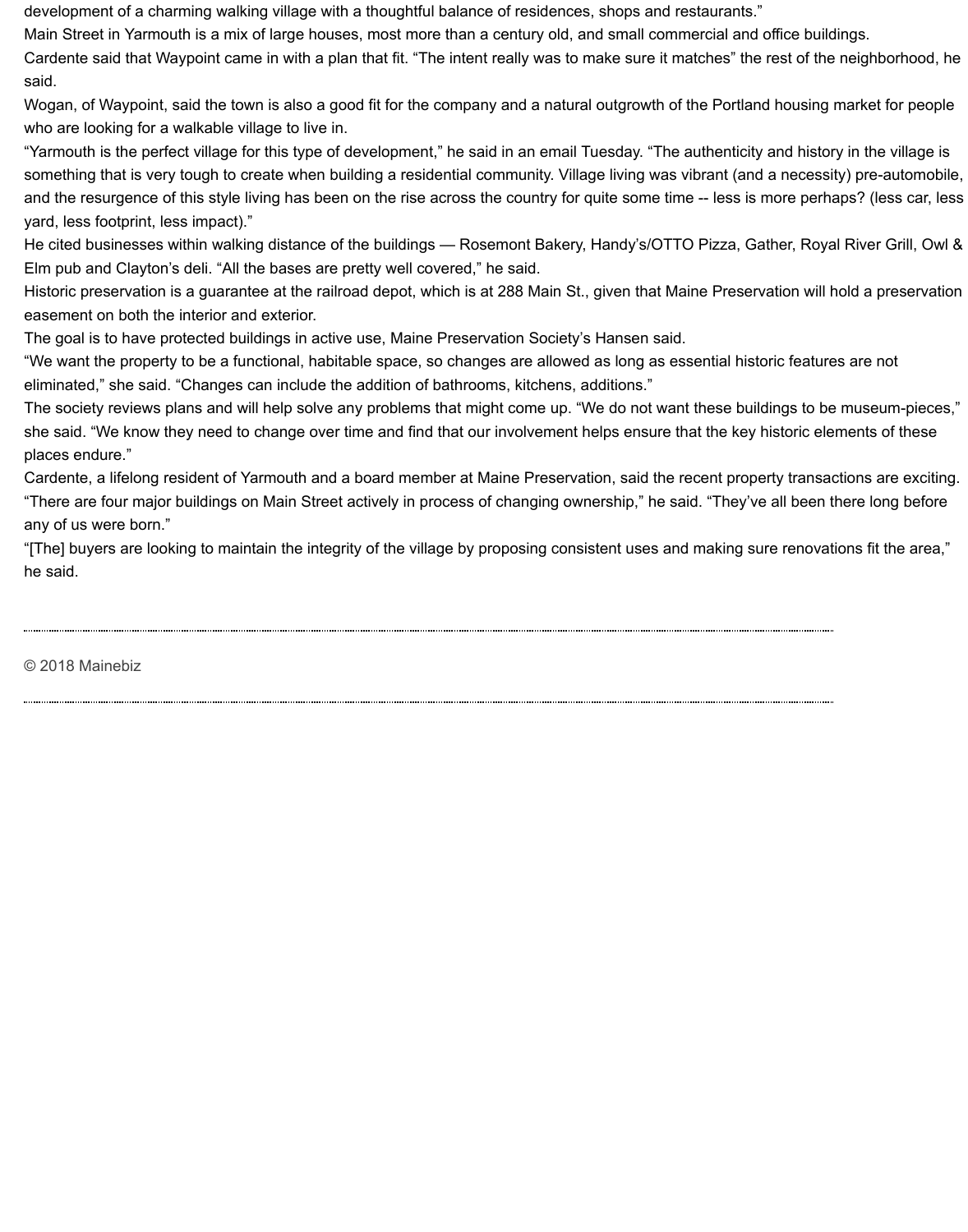development of a charming walking village with a thoughtful balance of residences, shops and restaurants."

Main Street in Yarmouth is a mix of large houses, most more than a century old, and small commercial and office buildings.

Cardente said that Waypoint came in with a plan that fit. "The intent really was to make sure it matches" the rest of the neighborhood, he said.

Wogan, of Waypoint, said the town is also a good fit for the company and a natural outgrowth of the Portland housing market for people who are looking for a walkable village to live in.

"Yarmouth is the perfect village for this type of development," he said in an email Tuesday. "The authenticity and history in the village is something that is very tough to create when building a residential community. Village living was vibrant (and a necessity) pre-automobile, and the resurgence of this style living has been on the rise across the country for quite some time -- less is more perhaps? (less car, less yard, less footprint, less impact)."

He cited businesses within walking distance of the buildings — Rosemont Bakery, Handy's/OTTO Pizza, Gather, Royal River Grill, Owl & Elm pub and Clayton's deli. "All the bases are pretty well covered," he said.

Historic preservation is a guarantee at the railroad depot, which is at 288 Main St., given that Maine Preservation will hold a preservation easement on both the interior and exterior.

The goal is to have protected buildings in active use, Maine Preservation Society's Hansen said.

"We want the property to be a functional, habitable space, so changes are allowed as long as essential historic features are not eliminated," she said. "Changes can include the addition of bathrooms, kitchens, additions."

The society reviews plans and will help solve any problems that might come up. "We do not want these buildings to be museum-pieces," she said. "We know they need to change over time and find that our involvement helps ensure that the key historic elements of these places endure."

Cardente, a lifelong resident of Yarmouth and a board member at Maine Preservation, said the recent property transactions are exciting. "There are four major buildings on Main Street actively in process of changing ownership," he said. "They've all been there long before any of us were born."

"[The] buyers are looking to maintain the integrity of the village by proposing consistent uses and making sure renovations fit the area," he said.

---

© 2018 Mainebiz

---